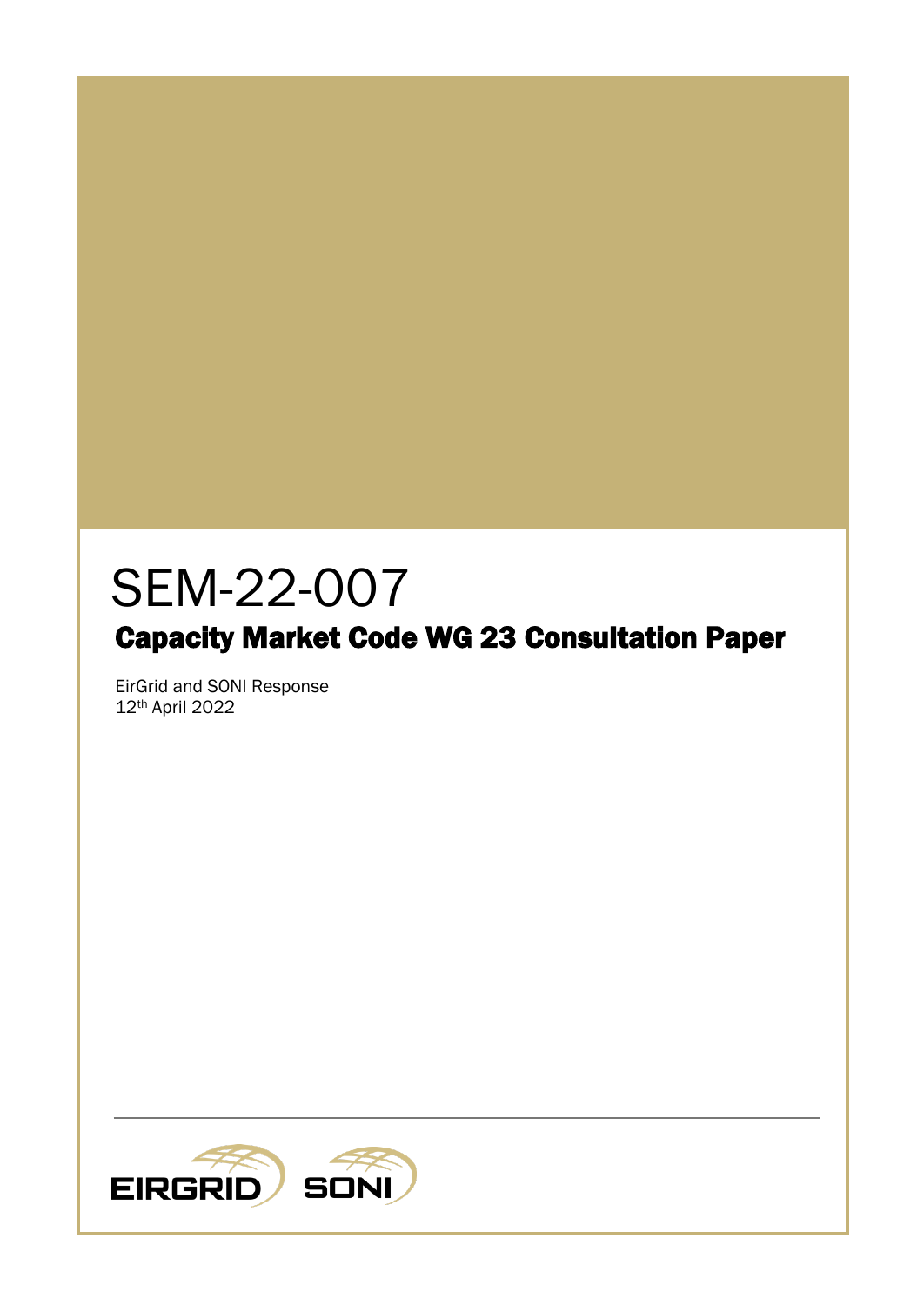# SEM-22-007

## Capacity Market Code WG 23 Consultation Paper

EirGrid and SONI Response
12th April 2022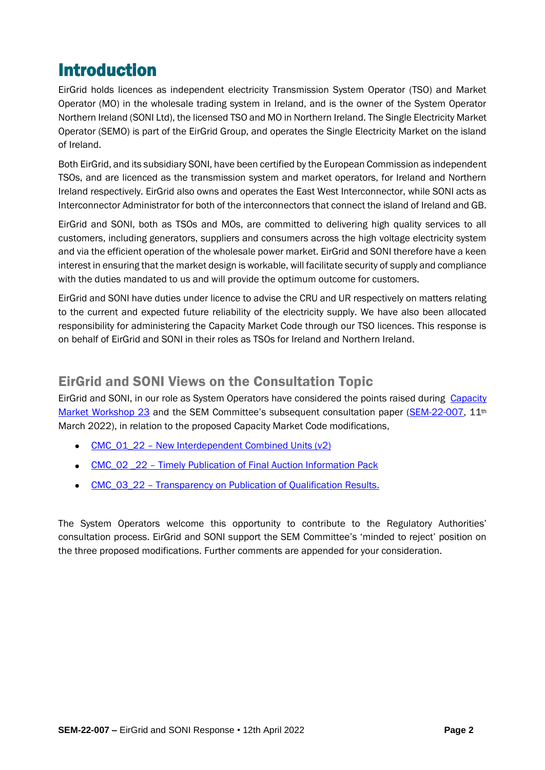# Introduction

EirGrid holds licences as independent electricity Transmission System Operator (TSO) and Market Operator (MO) in the wholesale trading system in Ireland, and is the owner of the System Operator Northern Ireland (SONI Ltd), the licensed TSO and MO in Northern Ireland. The Single Electricity Market Operator (SEMO) is part of the EirGrid Group, and operates the Single Electricity Market on the island of Ireland.

Both EirGrid, and its subsidiary SONI, have been certified by the European Commission as independent TSOs, and are licenced as the transmission system and market operators, for Ireland and Northern Ireland respectively. EirGrid also owns and operates the East West Interconnector, while SONI acts as Interconnector Administrator for both of the interconnectors that connect the island of Ireland and GB.

EirGrid and SONI, both as TSOs and MOs, are committed to delivering high quality services to all customers, including generators, suppliers and consumers across the high voltage electricity system and via the efficient operation of the wholesale power market. EirGrid and SONI therefore have a keen interest in ensuring that the market design is workable, will facilitate security of supply and compliance with the duties mandated to us and will provide the optimum outcome for customers.

EirGrid and SONI have duties under licence to advise the CRU and UR respectively on matters relating to the current and expected future reliability of the electricity supply. We have also been allocated responsibility for administering the Capacity Market Code through our TSO licences. This response is on behalf of EirGrid and SONI in their roles as TSOs for Ireland and Northern Ireland.

## EirGrid and SONI Views on the Consultation Topic

EirGrid and SONI, in our role as System Operators have considered the points raised during Capacity Market Workshop 23 and the SEM Committee's subsequent consultation paper (SEM-22-007, 11th March 2022), in relation to the proposed Capacity Market Code modifications,

- CMC_01_22 – New Interdependent Combined Units (v2)
- CMC_02 _22 – Timely Publication of Final Auction Information Pack
- CMC_03_22 – Transparency on Publication of Qualification Results.

The System Operators welcome this opportunity to contribute to the Regulatory Authorities' consultation process. EirGrid and SONI support the SEM Committee's 'minded to reject' position on the three proposed modifications. Further comments are appended for your consideration.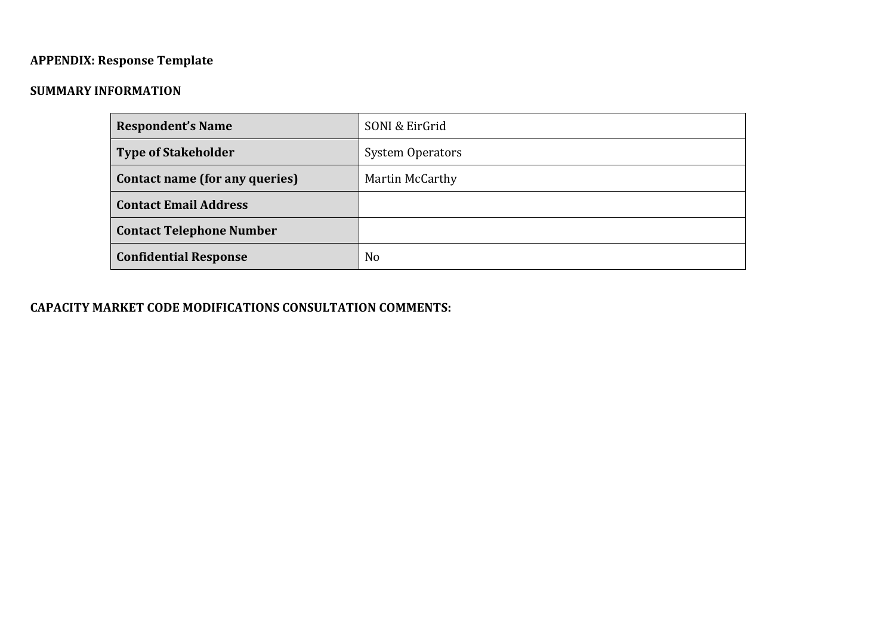**APPENDIX: Response Template**

**SUMMARY INFORMATION**

| **Respondent's Name** | SONI & EirGrid |
|---|---|
| **Type of Stakeholder** | System Operators |
| **Contact name (for any queries)** | Martin McCarthy |
| **Contact Email Address** | |
| **Contact Telephone Number** | |
| **Confidential Response** | No |

**CAPACITY MARKET CODE MODIFICATIONS CONSULTATION COMMENTS:**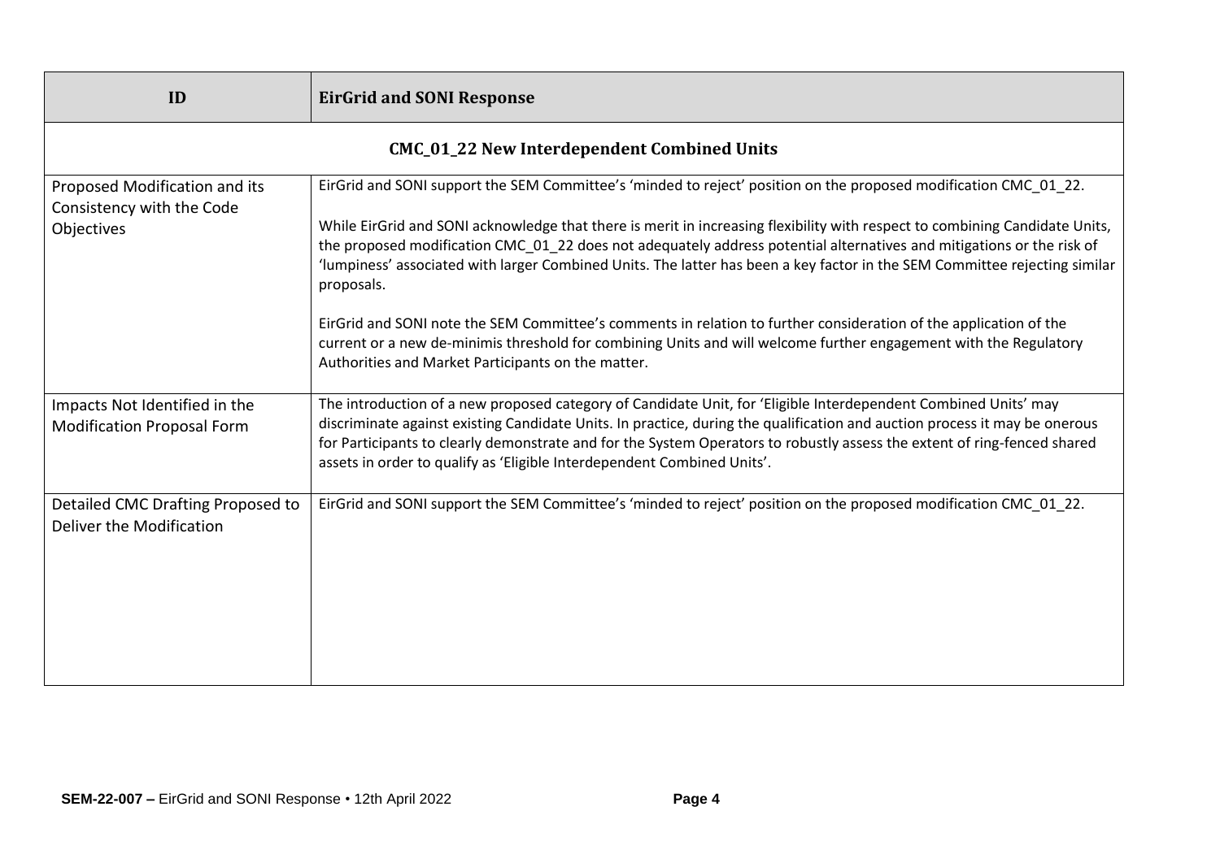| ID | EirGrid and SONI Response |
|---|---|
| **CMC_01_22 New Interdependent Combined Units** | |
| Proposed Modification and its Consistency with the Code Objectives | EirGrid and SONI support the SEM Committee's 'minded to reject' position on the proposed modification CMC_01_22.<br><br>While EirGrid and SONI acknowledge that there is merit in increasing flexibility with respect to combining Candidate Units, the proposed modification CMC_01_22 does not adequately address potential alternatives and mitigations or the risk of 'lumpiness' associated with larger Combined Units. The latter has been a key factor in the SEM Committee rejecting similar proposals.<br><br>EirGrid and SONI note the SEM Committee's comments in relation to further consideration of the application of the current or a new de-minimis threshold for combining Units and will welcome further engagement with the Regulatory Authorities and Market Participants on the matter. |
| Impacts Not Identified in the Modification Proposal Form | The introduction of a new proposed category of Candidate Unit, for 'Eligible Interdependent Combined Units' may discriminate against existing Candidate Units. In practice, during the qualification and auction process it may be onerous for Participants to clearly demonstrate and for the System Operators to robustly assess the extent of ring-fenced shared assets in order to qualify as 'Eligible Interdependent Combined Units'. |
| Detailed CMC Drafting Proposed to Deliver the Modification | EirGrid and SONI support the SEM Committee's 'minded to reject' position on the proposed modification CMC_01_22. |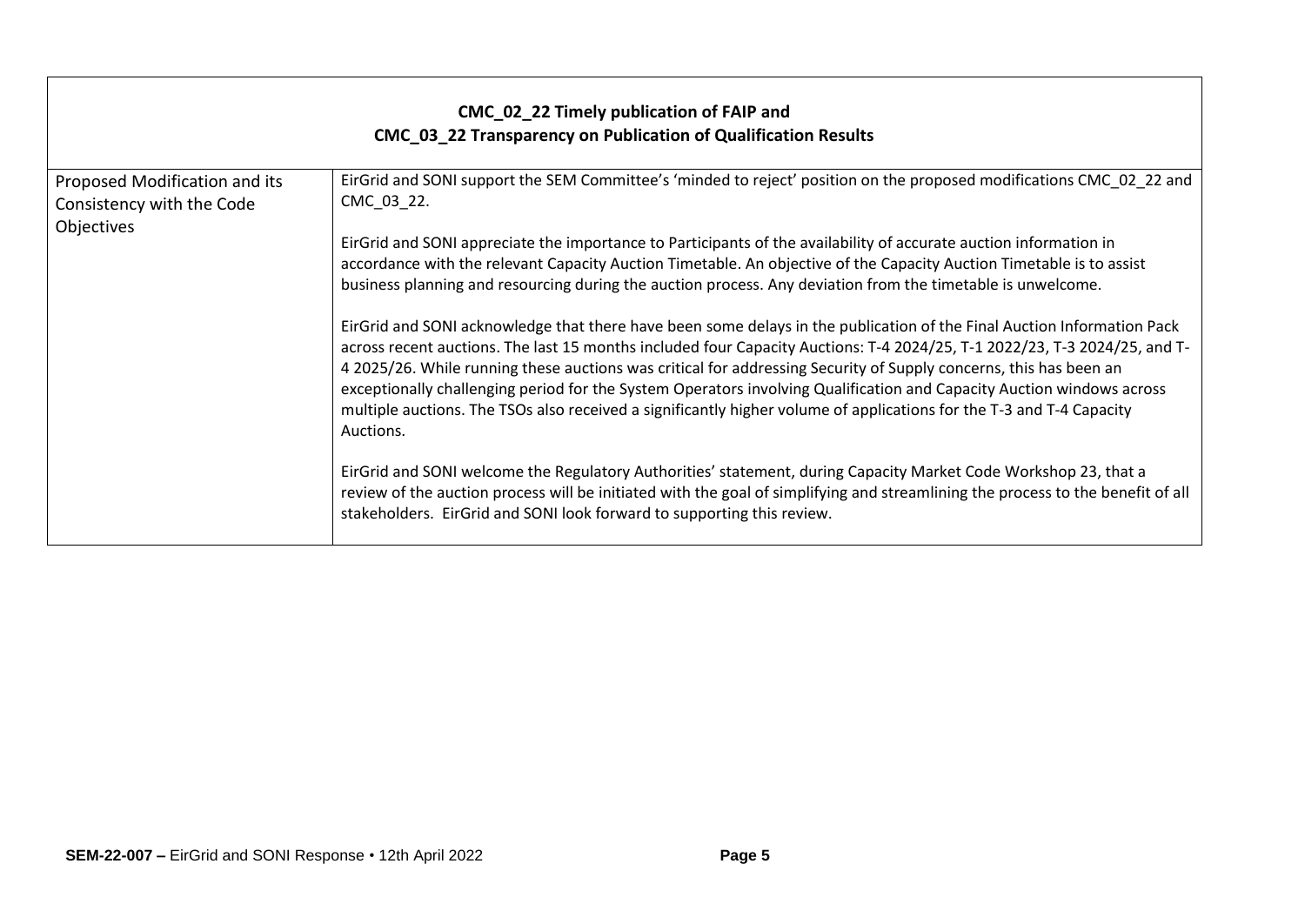| CMC_02_22 Timely publication of FAIP and CMC_03_22 Transparency on Publication of Qualification Results | |
|---|---|
| Proposed Modification and its Consistency with the Code Objectives | EirGrid and SONI support the SEM Committee's 'minded to reject' position on the proposed modifications CMC_02_22 and CMC_03_22.<br><br>EirGrid and SONI appreciate the importance to Participants of the availability of accurate auction information in accordance with the relevant Capacity Auction Timetable. An objective of the Capacity Auction Timetable is to assist business planning and resourcing during the auction process. Any deviation from the timetable is unwelcome.<br><br>EirGrid and SONI acknowledge that there have been some delays in the publication of the Final Auction Information Pack across recent auctions. The last 15 months included four Capacity Auctions: T-4 2024/25, T-1 2022/23, T-3 2024/25, and T-4 2025/26. While running these auctions was critical for addressing Security of Supply concerns, this has been an exceptionally challenging period for the System Operators involving Qualification and Capacity Auction windows across multiple auctions. The TSOs also received a significantly higher volume of applications for the T-3 and T-4 Capacity Auctions.<br><br>EirGrid and SONI welcome the Regulatory Authorities' statement, during Capacity Market Code Workshop 23, that a review of the auction process will be initiated with the goal of simplifying and streamlining the process to the benefit of all stakeholders. EirGrid and SONI look forward to supporting this review. |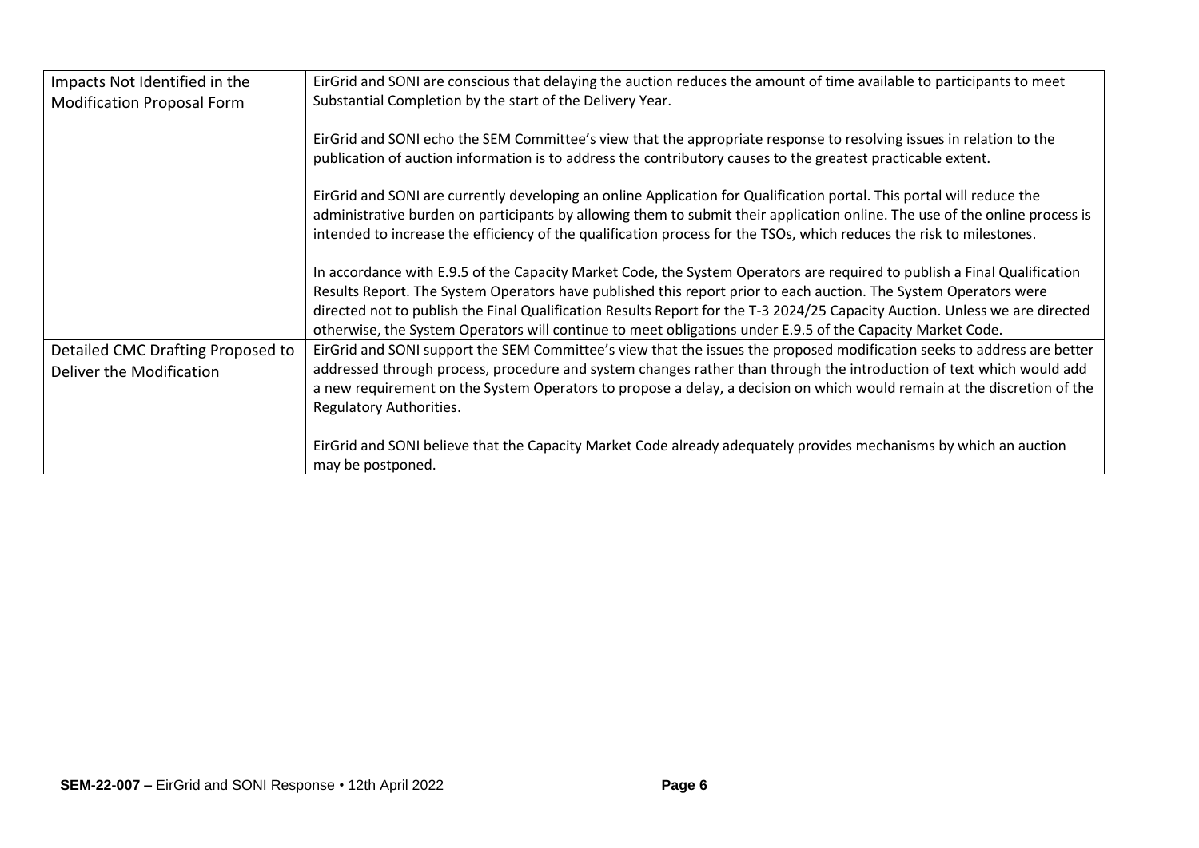| | |
|---|---|
| Impacts Not Identified in the Modification Proposal Form | EirGrid and SONI are conscious that delaying the auction reduces the amount of time available to participants to meet Substantial Completion by the start of the Delivery Year.<br><br>EirGrid and SONI echo the SEM Committee's view that the appropriate response to resolving issues in relation to the publication of auction information is to address the contributory causes to the greatest practicable extent.<br><br>EirGrid and SONI are currently developing an online Application for Qualification portal. This portal will reduce the administrative burden on participants by allowing them to submit their application online. The use of the online process is intended to increase the efficiency of the qualification process for the TSOs, which reduces the risk to milestones.<br><br>In accordance with E.9.5 of the Capacity Market Code, the System Operators are required to publish a Final Qualification Results Report. The System Operators have published this report prior to each auction. The System Operators were directed not to publish the Final Qualification Results Report for the T-3 2024/25 Capacity Auction. Unless we are directed otherwise, the System Operators will continue to meet obligations under E.9.5 of the Capacity Market Code. |
| Detailed CMC Drafting Proposed to Deliver the Modification | EirGrid and SONI support the SEM Committee's view that the issues the proposed modification seeks to address are better addressed through process, procedure and system changes rather than through the introduction of text which would add a new requirement on the System Operators to propose a delay, a decision on which would remain at the discretion of the Regulatory Authorities.<br><br>EirGrid and SONI believe that the Capacity Market Code already adequately provides mechanisms by which an auction may be postponed. |